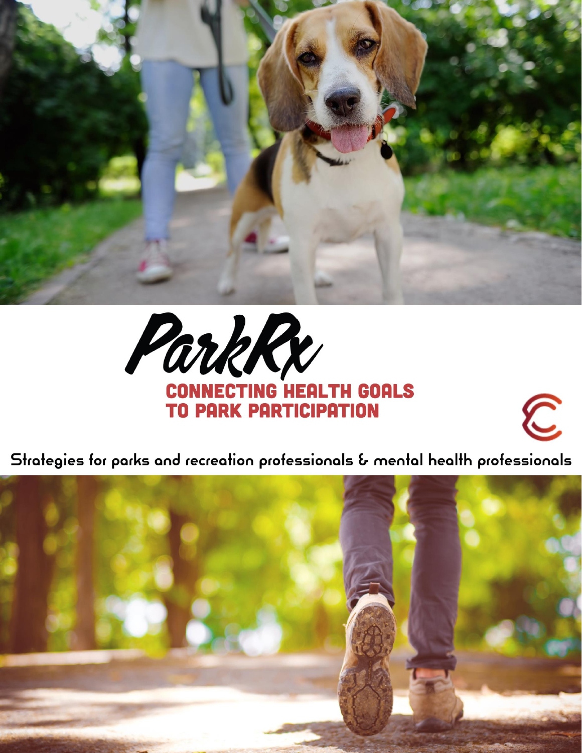# ParkRx

## CONNECTING HEALTH GOALS TO PARK PARTICIPATION

Strategies for parks and recreation professionals & mental health professionals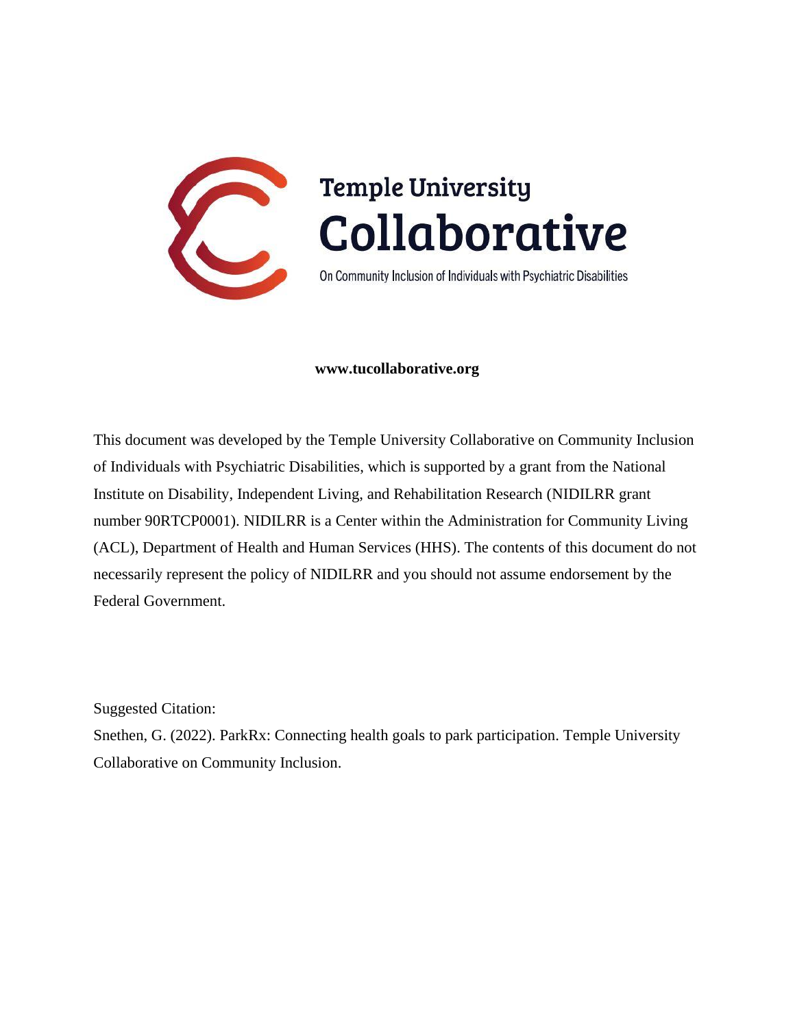Temple University
# Collaborative

On Community Inclusion of Individuals with Psychiatric Disabilities

**www.tucollaborative.org**

This document was developed by the Temple University Collaborative on Community Inclusion of Individuals with Psychiatric Disabilities, which is supported by a grant from the National Institute on Disability, Independent Living, and Rehabilitation Research (NIDILRR grant number 90RTCP0001). NIDILRR is a Center within the Administration for Community Living (ACL), Department of Health and Human Services (HHS). The contents of this document do not necessarily represent the policy of NIDILRR and you should not assume endorsement by the Federal Government.

Suggested Citation:

Snethen, G. (2022). ParkRx: Connecting health goals to park participation. Temple University Collaborative on Community Inclusion.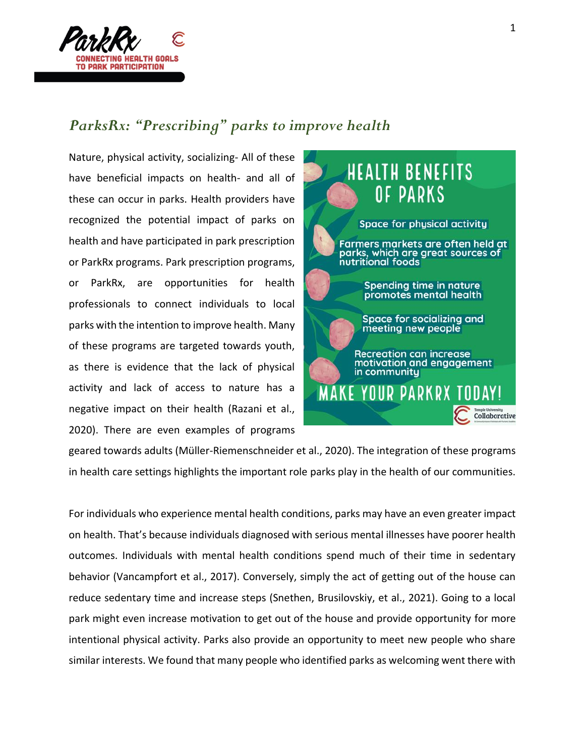## *ParksRx: "Prescribing" parks to improve health*

Nature, physical activity, socializing- All of these have beneficial impacts on health- and all of these can occur in parks. Health providers have recognized the potential impact of parks on health and have participated in park prescription or ParkRx programs. Park prescription programs, or ParkRx, are opportunities for health professionals to connect individuals to local parks with the intention to improve health. Many of these programs are targeted towards youth, as there is evidence that the lack of physical activity and lack of access to nature has a negative impact on their health (Razani et al., 2020). There are even examples of programs geared towards adults (Müller-Riemenschneider et al., 2020). The integration of these programs in health care settings highlights the important role parks play in the health of our communities.

For individuals who experience mental health conditions, parks may have an even greater impact on health. That's because individuals diagnosed with serious mental illnesses have poorer health outcomes. Individuals with mental health conditions spend much of their time in sedentary behavior (Vancampfort et al., 2017). Conversely, simply the act of getting out of the house can reduce sedentary time and increase steps (Snethen, Brusilovskiy, et al., 2021). Going to a local park might even increase motivation to get out of the house and provide opportunity for more intentional physical activity. Parks also provide an opportunity to meet new people who share similar interests. We found that many people who identified parks as welcoming went there with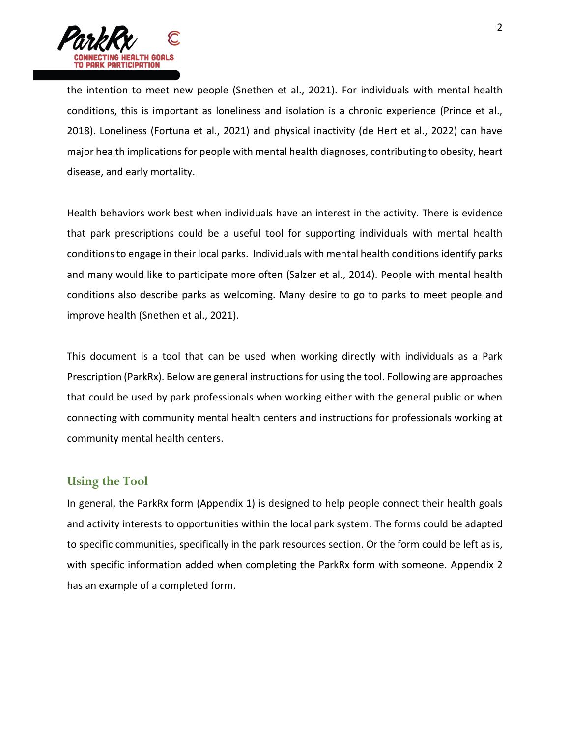the intention to meet new people (Snethen et al., 2021). For individuals with mental health conditions, this is important as loneliness and isolation is a chronic experience (Prince et al., 2018). Loneliness (Fortuna et al., 2021) and physical inactivity (de Hert et al., 2022) can have major health implications for people with mental health diagnoses, contributing to obesity, heart disease, and early mortality.

Health behaviors work best when individuals have an interest in the activity. There is evidence that park prescriptions could be a useful tool for supporting individuals with mental health conditions to engage in their local parks. Individuals with mental health conditions identify parks and many would like to participate more often (Salzer et al., 2014). People with mental health conditions also describe parks as welcoming. Many desire to go to parks to meet people and improve health (Snethen et al., 2021).

This document is a tool that can be used when working directly with individuals as a Park Prescription (ParkRx). Below are general instructions for using the tool. Following are approaches that could be used by park professionals when working either with the general public or when connecting with community mental health centers and instructions for professionals working at community mental health centers.

## Using the Tool

In general, the ParkRx form (Appendix 1) is designed to help people connect their health goals and activity interests to opportunities within the local park system. The forms could be adapted to specific communities, specifically in the park resources section. Or the form could be left as is, with specific information added when completing the ParkRx form with someone. Appendix 2 has an example of a completed form.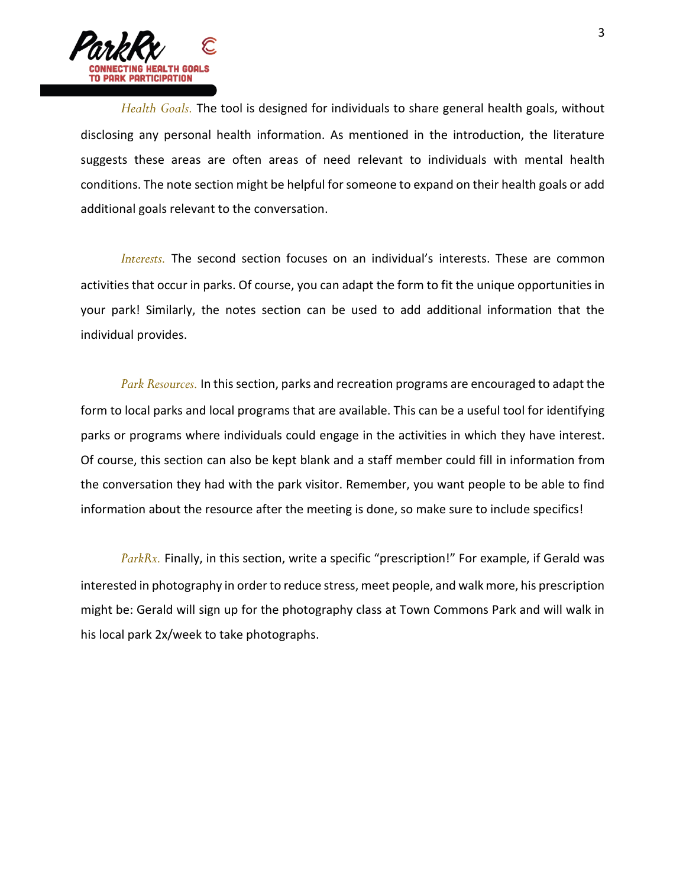*Health Goals.* The tool is designed for individuals to share general health goals, without disclosing any personal health information. As mentioned in the introduction, the literature suggests these areas are often areas of need relevant to individuals with mental health conditions. The note section might be helpful for someone to expand on their health goals or add additional goals relevant to the conversation.

*Interests.* The second section focuses on an individual's interests. These are common activities that occur in parks. Of course, you can adapt the form to fit the unique opportunities in your park! Similarly, the notes section can be used to add additional information that the individual provides.

*Park Resources.* In this section, parks and recreation programs are encouraged to adapt the form to local parks and local programs that are available. This can be a useful tool for identifying parks or programs where individuals could engage in the activities in which they have interest. Of course, this section can also be kept blank and a staff member could fill in information from the conversation they had with the park visitor. Remember, you want people to be able to find information about the resource after the meeting is done, so make sure to include specifics!

*ParkRx.* Finally, in this section, write a specific "prescription!" For example, if Gerald was interested in photography in order to reduce stress, meet people, and walk more, his prescription might be: Gerald will sign up for the photography class at Town Commons Park and will walk in his local park 2x/week to take photographs.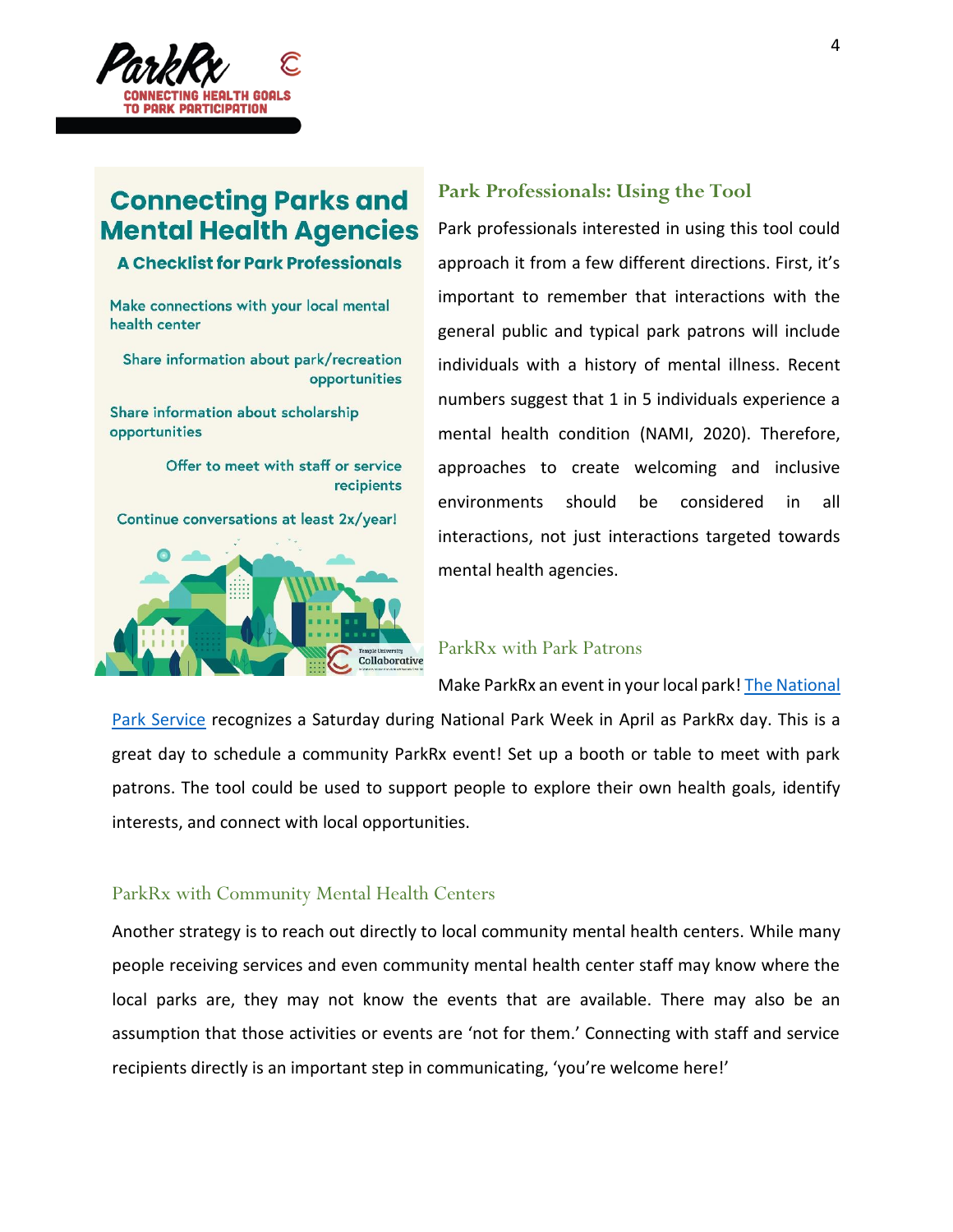## Connecting Parks and Mental Health Agencies

### A Checklist for Park Professionals

- Make connections with your local mental health center
- Share information about park/recreation opportunities
- Share information about scholarship opportunities
- Offer to meet with staff or service recipients
- Continue conversations at least 2x/year!

## Park Professionals: Using the Tool

Park professionals interested in using this tool could approach it from a few different directions. First, it's important to remember that interactions with the general public and typical park patrons will include individuals with a history of mental illness. Recent numbers suggest that 1 in 5 individuals experience a mental health condition (NAMI, 2020). Therefore, approaches to create welcoming and inclusive environments should be considered in all interactions, not just interactions targeted towards mental health agencies.

### ParkRx with Park Patrons

Make ParkRx an event in your local park! [The National Park Service] recognizes a Saturday during National Park Week in April as ParkRx day. This is a great day to schedule a community ParkRx event! Set up a booth or table to meet with park patrons. The tool could be used to support people to explore their own health goals, identify interests, and connect with local opportunities.

### ParkRx with Community Mental Health Centers

Another strategy is to reach out directly to local community mental health centers. While many people receiving services and even community mental health center staff may know where the local parks are, they may not know the events that are available. There may also be an assumption that those activities or events are 'not for them.' Connecting with staff and service recipients directly is an important step in communicating, 'you're welcome here!'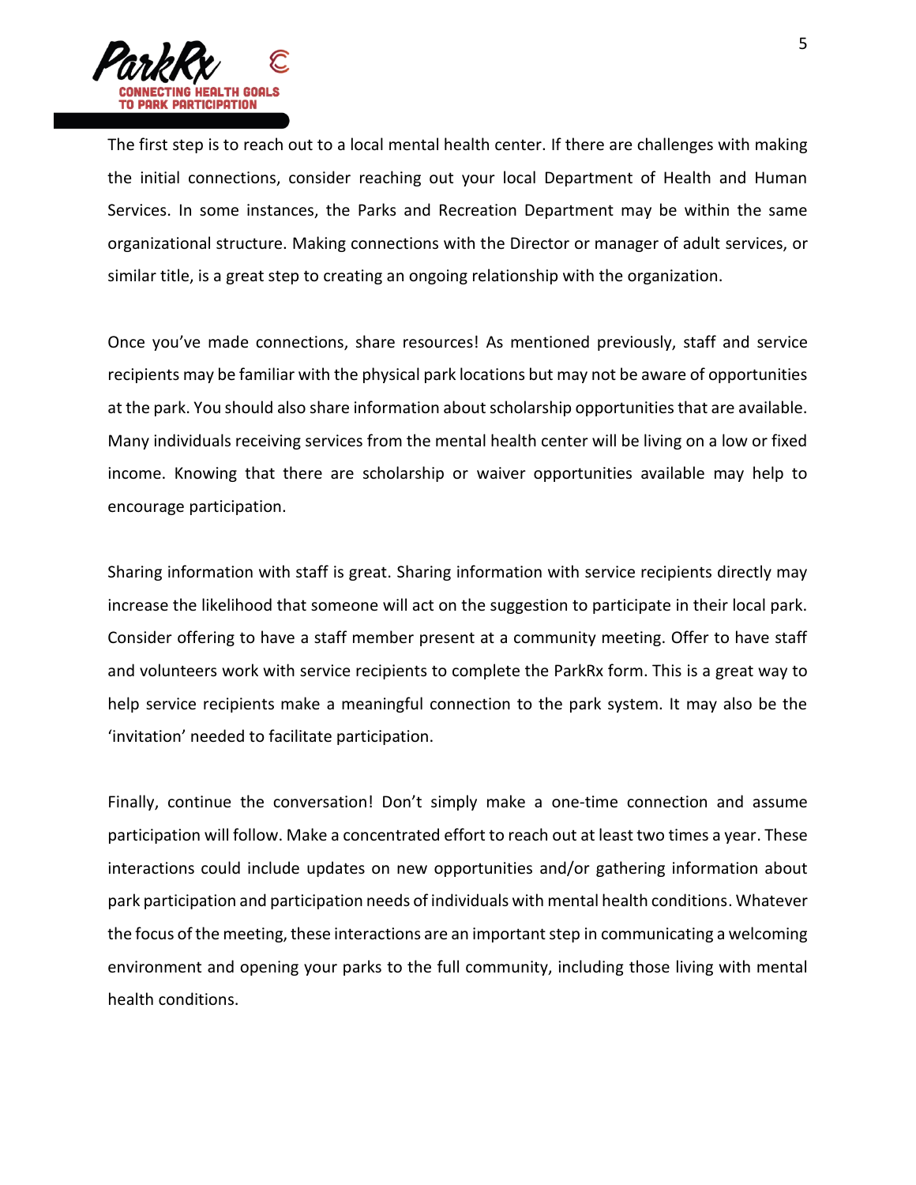The first step is to reach out to a local mental health center. If there are challenges with making the initial connections, consider reaching out your local Department of Health and Human Services. In some instances, the Parks and Recreation Department may be within the same organizational structure. Making connections with the Director or manager of adult services, or similar title, is a great step to creating an ongoing relationship with the organization.

Once you've made connections, share resources! As mentioned previously, staff and service recipients may be familiar with the physical park locations but may not be aware of opportunities at the park. You should also share information about scholarship opportunities that are available. Many individuals receiving services from the mental health center will be living on a low or fixed income. Knowing that there are scholarship or waiver opportunities available may help to encourage participation.

Sharing information with staff is great. Sharing information with service recipients directly may increase the likelihood that someone will act on the suggestion to participate in their local park. Consider offering to have a staff member present at a community meeting. Offer to have staff and volunteers work with service recipients to complete the ParkRx form. This is a great way to help service recipients make a meaningful connection to the park system. It may also be the 'invitation' needed to facilitate participation.

Finally, continue the conversation! Don't simply make a one-time connection and assume participation will follow. Make a concentrated effort to reach out at least two times a year. These interactions could include updates on new opportunities and/or gathering information about park participation and participation needs of individuals with mental health conditions. Whatever the focus of the meeting, these interactions are an important step in communicating a welcoming environment and opening your parks to the full community, including those living with mental health conditions.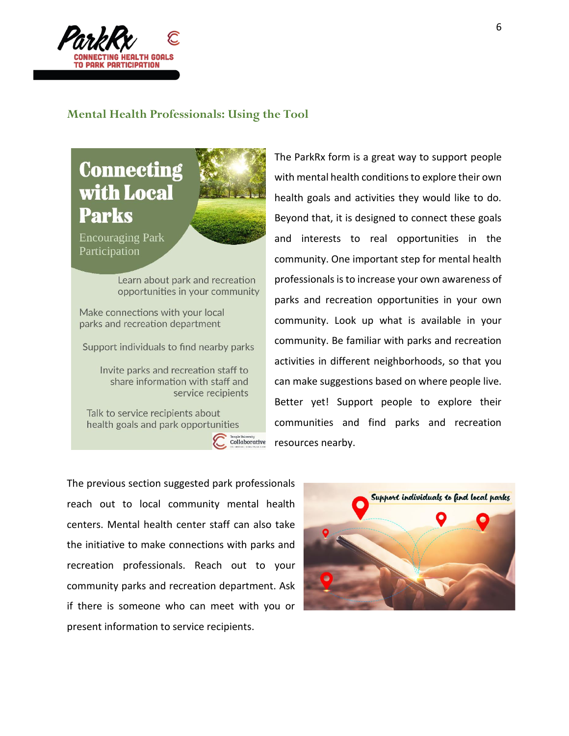## Mental Health Professionals: Using the Tool

**Connecting with Local Parks**

Encouraging Park Participation

- Learn about park and recreation opportunities in your community
- Make connections with your local parks and recreation department
- Support individuals to find nearby parks
- Invite parks and recreation staff to share information with staff and service recipients
- Talk to service recipients about health goals and park opportunities

The ParkRx form is a great way to support people with mental health conditions to explore their own health goals and activities they would like to do. Beyond that, it is designed to connect these goals and interests to real opportunities in the community. One important step for mental health professionals is to increase your own awareness of parks and recreation opportunities in your own community. Look up what is available in your community. Be familiar with parks and recreation activities in different neighborhoods, so that you can make suggestions based on where people live. Better yet! Support people to explore their communities and find parks and recreation resources nearby.

The previous section suggested park professionals reach out to local community mental health centers. Mental health center staff can also take the initiative to make connections with parks and recreation professionals. Reach out to your community parks and recreation department. Ask if there is someone who can meet with you or present information to service recipients.

*Support individuals to find local parks*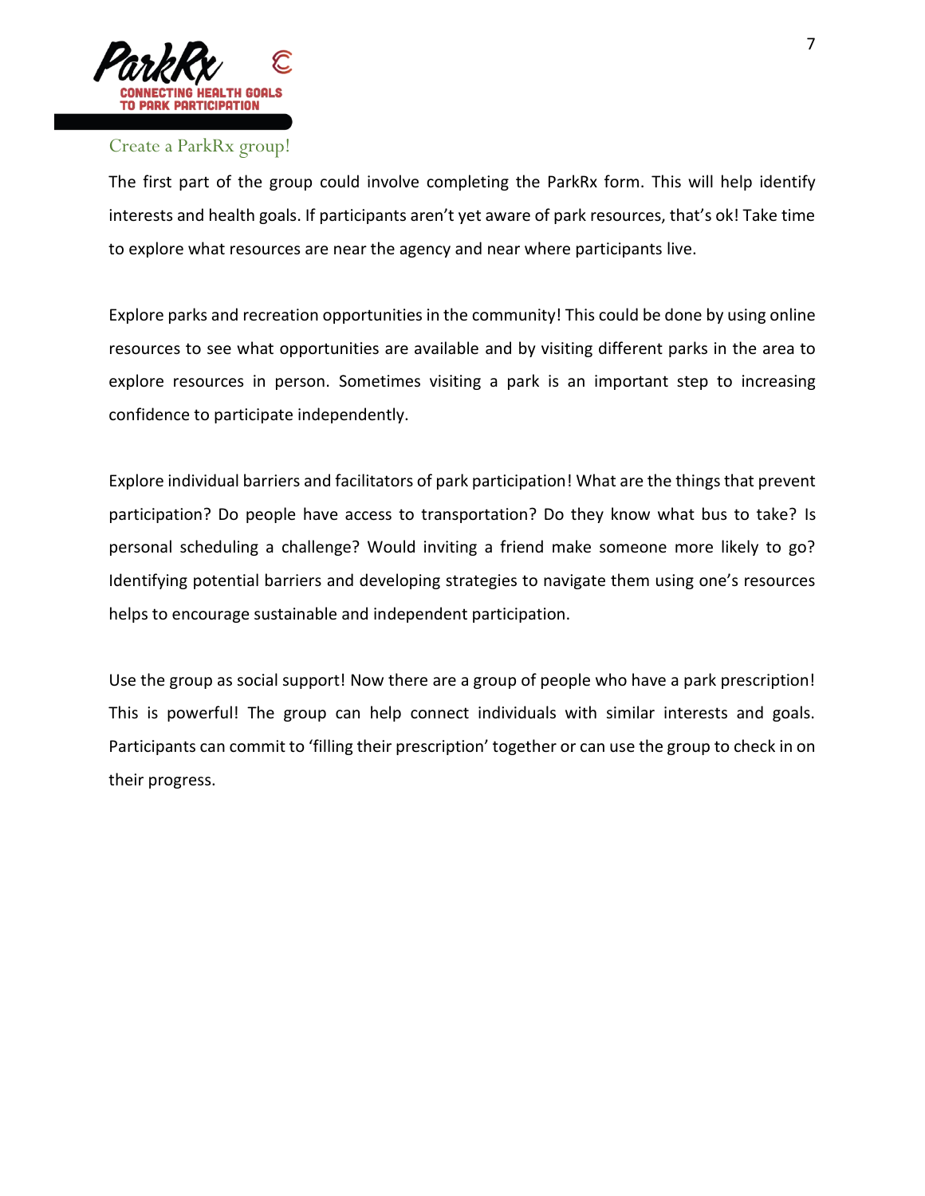## Create a ParkRx group!

The first part of the group could involve completing the ParkRx form. This will help identify interests and health goals. If participants aren't yet aware of park resources, that's ok! Take time to explore what resources are near the agency and near where participants live.

Explore parks and recreation opportunities in the community! This could be done by using online resources to see what opportunities are available and by visiting different parks in the area to explore resources in person. Sometimes visiting a park is an important step to increasing confidence to participate independently.

Explore individual barriers and facilitators of park participation! What are the things that prevent participation? Do people have access to transportation? Do they know what bus to take? Is personal scheduling a challenge? Would inviting a friend make someone more likely to go? Identifying potential barriers and developing strategies to navigate them using one's resources helps to encourage sustainable and independent participation.

Use the group as social support! Now there are a group of people who have a park prescription! This is powerful! The group can help connect individuals with similar interests and goals. Participants can commit to 'filling their prescription' together or can use the group to check in on their progress.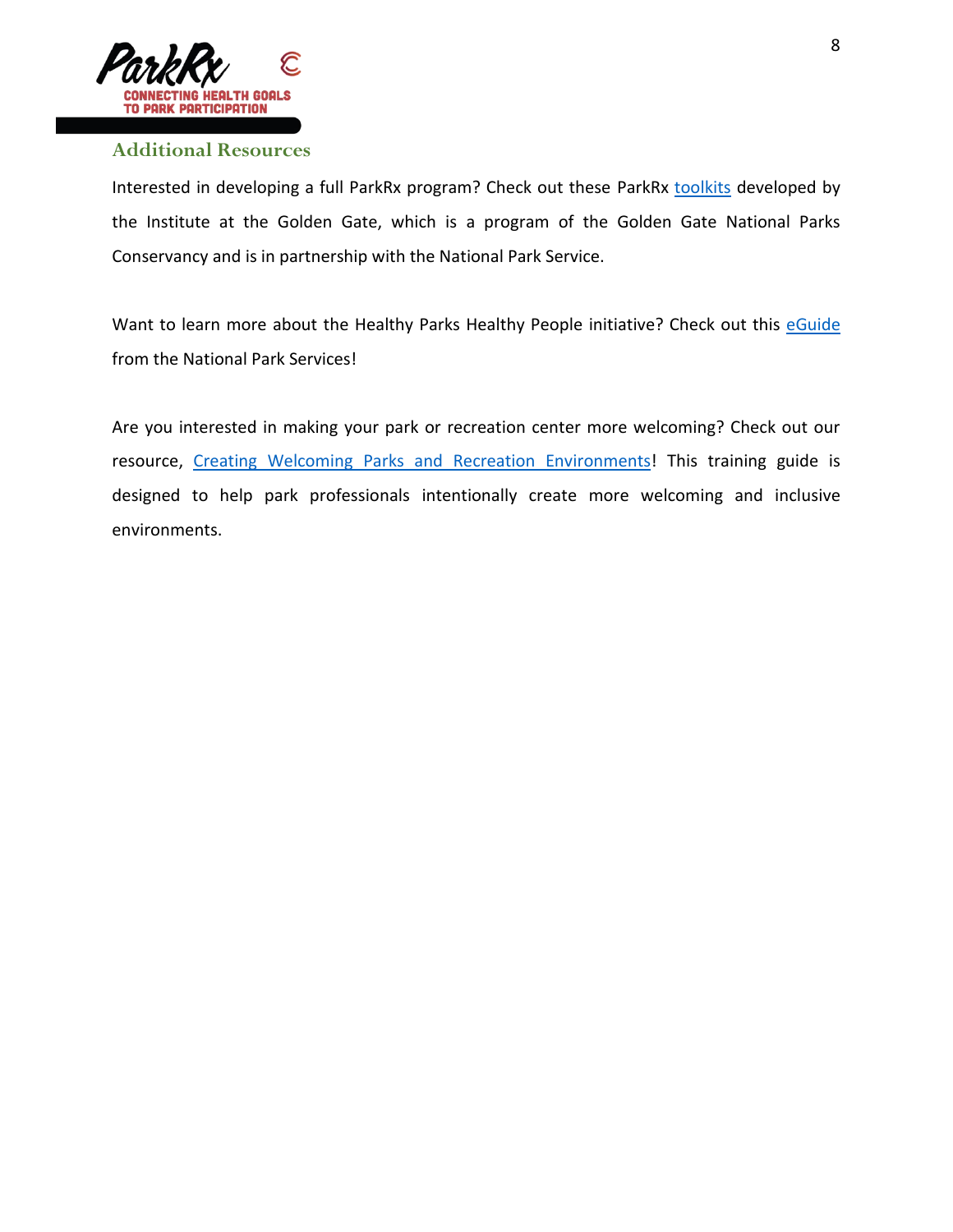## Additional Resources

Interested in developing a full ParkRx program? Check out these ParkRx toolkits developed by the Institute at the Golden Gate, which is a program of the Golden Gate National Parks Conservancy and is in partnership with the National Park Service.

Want to learn more about the Healthy Parks Healthy People initiative? Check out this eGuide from the National Park Services!

Are you interested in making your park or recreation center more welcoming? Check out our resource, Creating Welcoming Parks and Recreation Environments! This training guide is designed to help park professionals intentionally create more welcoming and inclusive environments.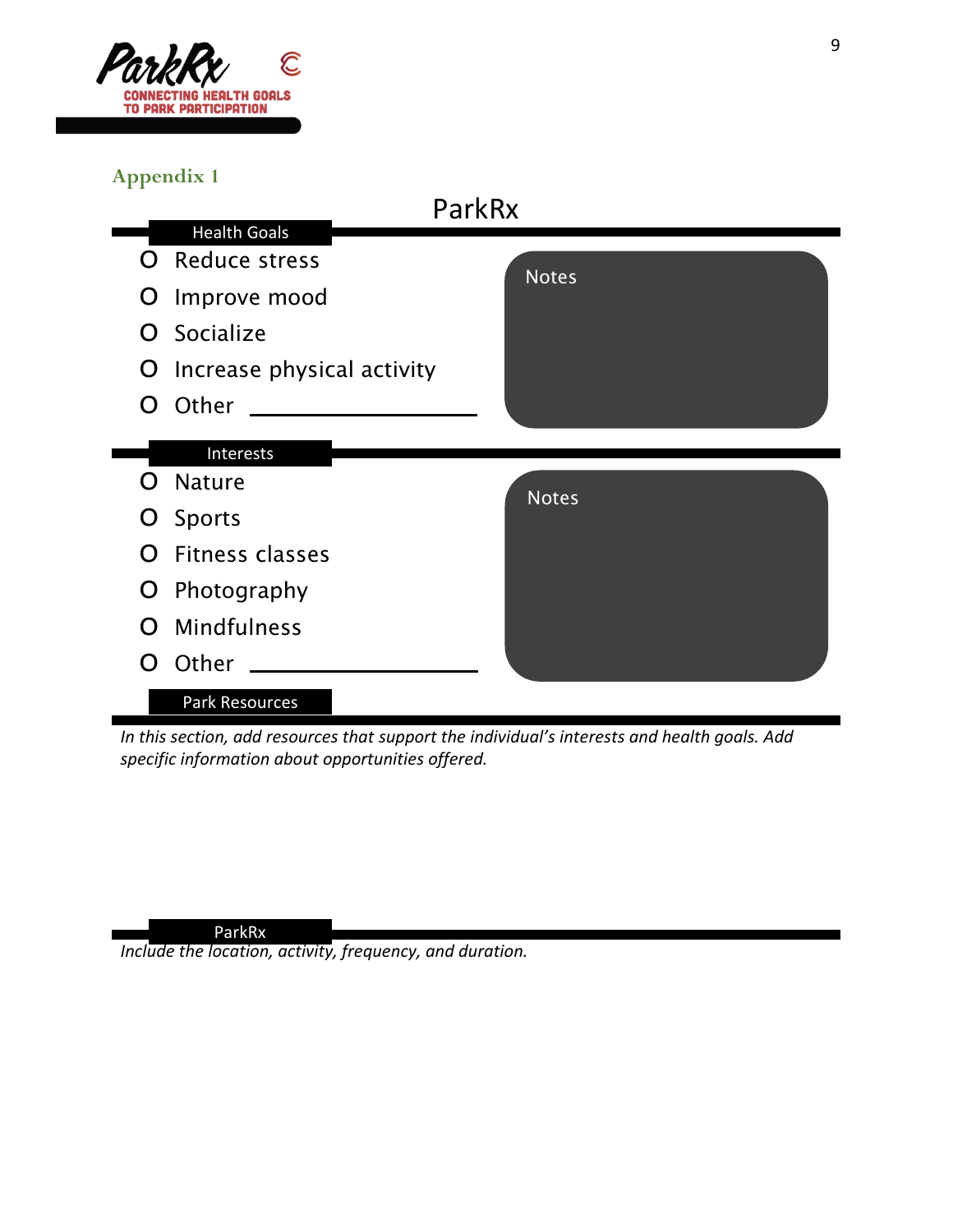## Appendix 1

# ParkRx

### Health Goals

- O Reduce stress
- O Improve mood
- O Socialize
- O Increase physical activity
- O Other ____________________

Notes

### Interests

- O Nature
- O Sports
- O Fitness classes
- O Photography
- O Mindfulness
- O Other ____________________

Notes

### Park Resources

*In this section, add resources that support the individual's interests and health goals. Add specific information about opportunities offered.*

### ParkRx

*Include the location, activity, frequency, and duration.*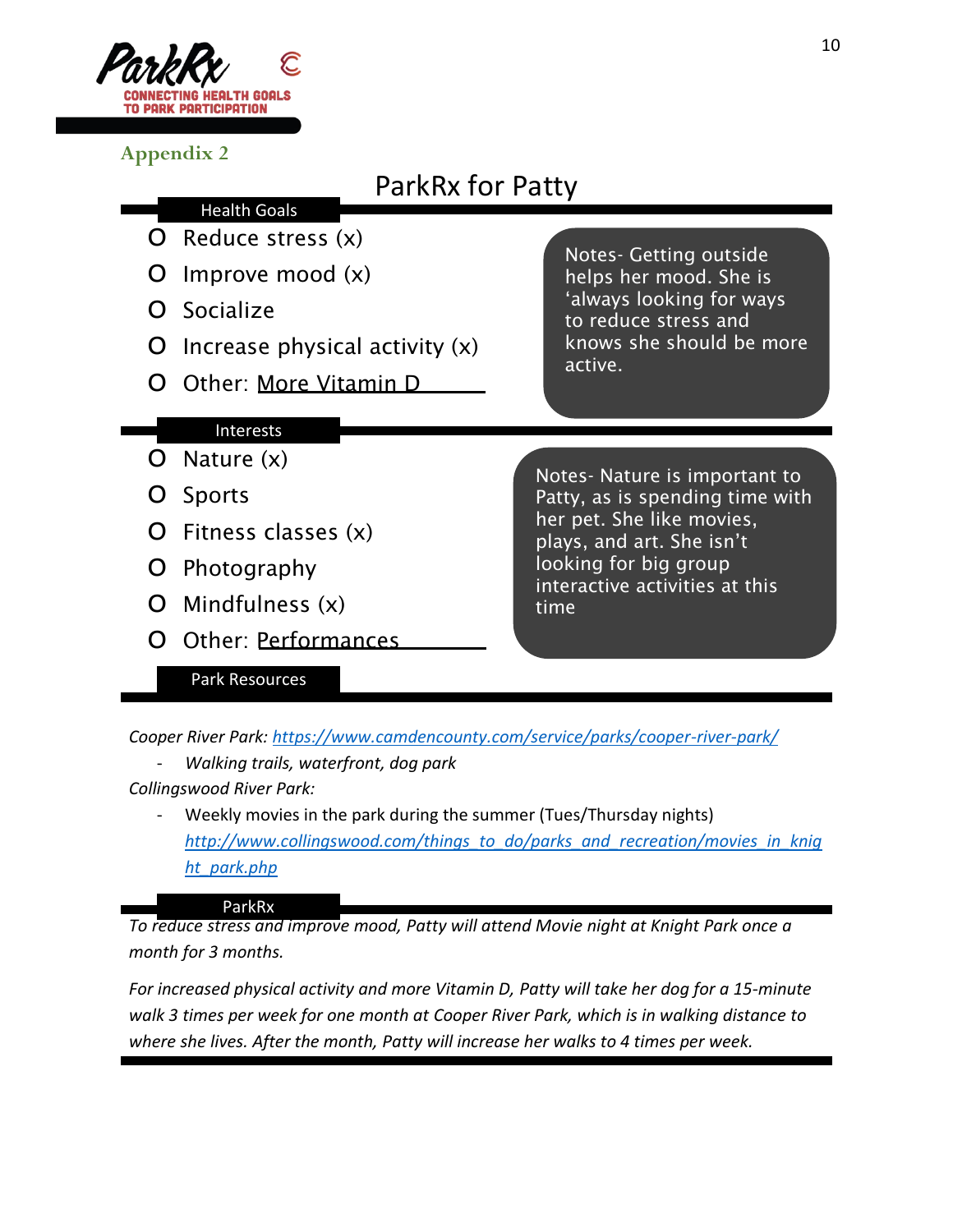ParkRx

CONNECTING HEALTH GOALS TO PARK PARTICIPATION

## Appendix 2

# ParkRx for Patty

### Health Goals

- O Reduce stress (x)
- O Improve mood (x)
- O Socialize
- O Increase physical activity (x)
- O Other: More Vitamin D

Notes- Getting outside helps her mood. She is ‘always looking for ways to reduce stress and knows she should be more active.

### Interests

- O Nature (x)
- O Sports
- O Fitness classes (x)
- O Photography
- O Mindfulness (x)
- O Other: Performances

Notes- Nature is important to Patty, as is spending time with her pet. She like movies, plays, and art. She isn’t looking for big group interactive activities at this time

### Park Resources

*Cooper River Park:* *https://www.camdencounty.com/service/parks/cooper-river-park/*

- *Walking trails, waterfront, dog park*

*Collingswood River Park:*

- Weekly movies in the park during the summer (Tues/Thursday nights) *http://www.collingswood.com/things_to_do/parks_and_recreation/movies_in_knight_park.php*

### ParkRx

*To reduce stress and improve mood, Patty will attend Movie night at Knight Park once a month for 3 months.*

*For increased physical activity and more Vitamin D, Patty will take her dog for a 15-minute walk 3 times per week for one month at Cooper River Park, which is in walking distance to where she lives. After the month, Patty will increase her walks to 4 times per week.*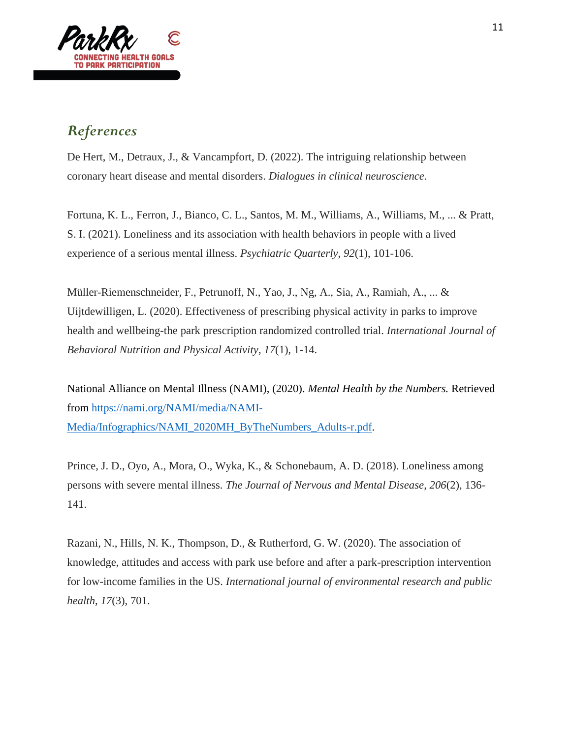## *References*

De Hert, M., Detraux, J., & Vancampfort, D. (2022). The intriguing relationship between coronary heart disease and mental disorders. *Dialogues in clinical neuroscience*.

Fortuna, K. L., Ferron, J., Bianco, C. L., Santos, M. M., Williams, A., Williams, M., ... & Pratt, S. I. (2021). Loneliness and its association with health behaviors in people with a lived experience of a serious mental illness. *Psychiatric Quarterly*, *92*(1), 101-106.

Müller-Riemenschneider, F., Petrunoff, N., Yao, J., Ng, A., Sia, A., Ramiah, A., ... & Uijtdewilligen, L. (2020). Effectiveness of prescribing physical activity in parks to improve health and wellbeing-the park prescription randomized controlled trial. *International Journal of Behavioral Nutrition and Physical Activity*, *17*(1), 1-14.

National Alliance on Mental Illness (NAMI), (2020). *Mental Health by the Numbers.* Retrieved from [https://nami.org/NAMI/media/NAMI-Media/Infographics/NAMI_2020MH_ByTheNumbers_Adults-r.pdf](https://nami.org/NAMI/media/NAMI-Media/Infographics/NAMI_2020MH_ByTheNumbers_Adults-r.pdf).

Prince, J. D., Oyo, A., Mora, O., Wyka, K., & Schonebaum, A. D. (2018). Loneliness among persons with severe mental illness. *The Journal of Nervous and Mental Disease*, *206*(2), 136-141.

Razani, N., Hills, N. K., Thompson, D., & Rutherford, G. W. (2020). The association of knowledge, attitudes and access with park use before and after a park-prescription intervention for low-income families in the US. *International journal of environmental research and public health*, *17*(3), 701.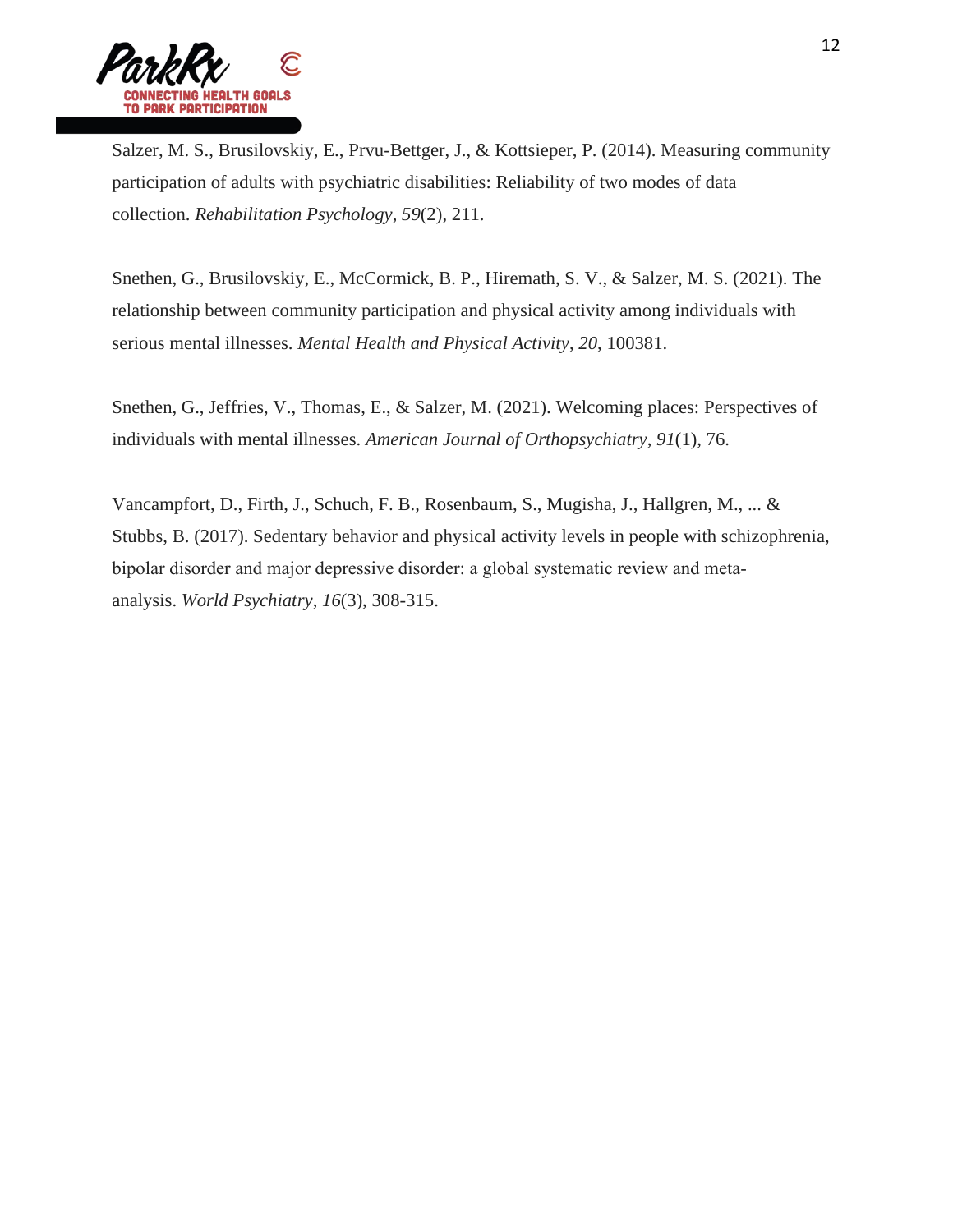Salzer, M. S., Brusilovskiy, E., Prvu-Bettger, J., & Kottsieper, P. (2014). Measuring community participation of adults with psychiatric disabilities: Reliability of two modes of data collection. *Rehabilitation Psychology*, *59*(2), 211.

Snethen, G., Brusilovskiy, E., McCormick, B. P., Hiremath, S. V., & Salzer, M. S. (2021). The relationship between community participation and physical activity among individuals with serious mental illnesses. *Mental Health and Physical Activity*, *20*, 100381.

Snethen, G., Jeffries, V., Thomas, E., & Salzer, M. (2021). Welcoming places: Perspectives of individuals with mental illnesses. *American Journal of Orthopsychiatry*, *91*(1), 76.

Vancampfort, D., Firth, J., Schuch, F. B., Rosenbaum, S., Mugisha, J., Hallgren, M., ... & Stubbs, B. (2017). Sedentary behavior and physical activity levels in people with schizophrenia, bipolar disorder and major depressive disorder: a global systematic review and meta-analysis. *World Psychiatry*, *16*(3), 308-315.